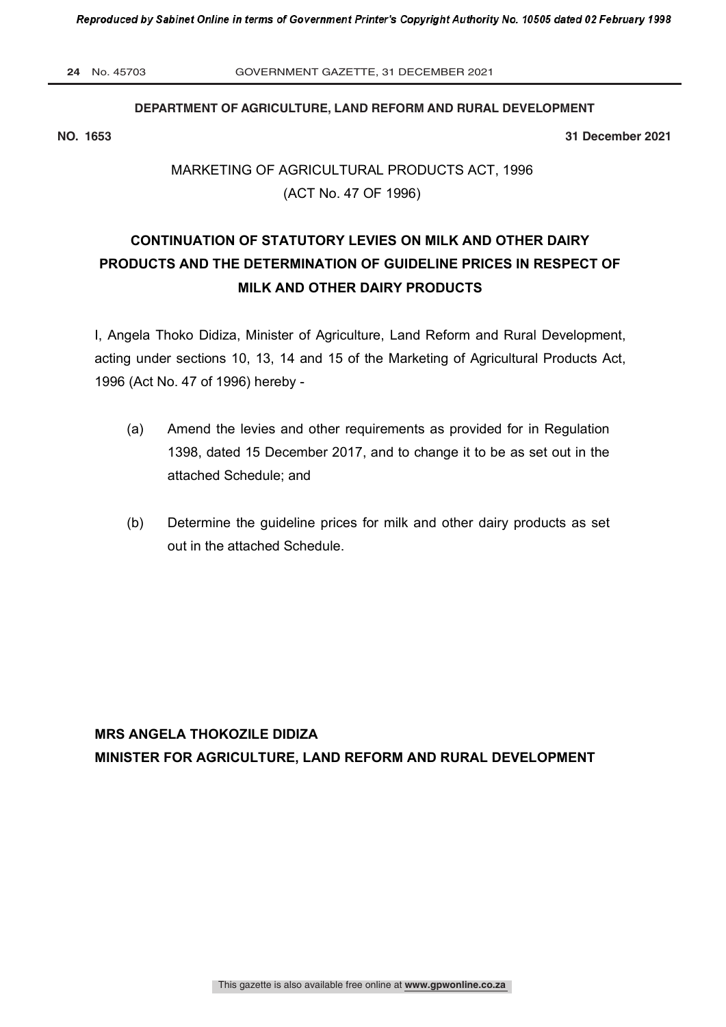**DEPARTMENT OF AGRICULTURE, LAND REFORM AND RURAL DEVELOPMENT**

**NO. 1653** **31 December 2021**

MARKETING OF AGRICULTURAL PRODUCTS ACT, 1996

(ACT No. 47 OF 1996)

## CONTINUATION OF STATUTORY LEVIES ON MILK AND OTHER DAIRY PRODUCTS AND THE DETERMINATION OF GUIDELINE PRICES IN RESPECT OF MILK AND OTHER DAIRY PRODUCTS

I, Angela Thoko Didiza, Minister of Agriculture, Land Reform and Rural Development, acting under sections 10, 13, 14 and 15 of the Marketing of Agricultural Products Act, 1996 (Act No. 47 of 1996) hereby -

(a) Amend the levies and other requirements as provided for in Regulation 1398, dated 15 December 2017, and to change it to be as set out in the attached Schedule; and

(b) Determine the guideline prices for milk and other dairy products as set out in the attached Schedule.

**MRS ANGELA THOKOZILE DIDIZA**
**MINISTER FOR AGRICULTURE, LAND REFORM AND RURAL DEVELOPMENT**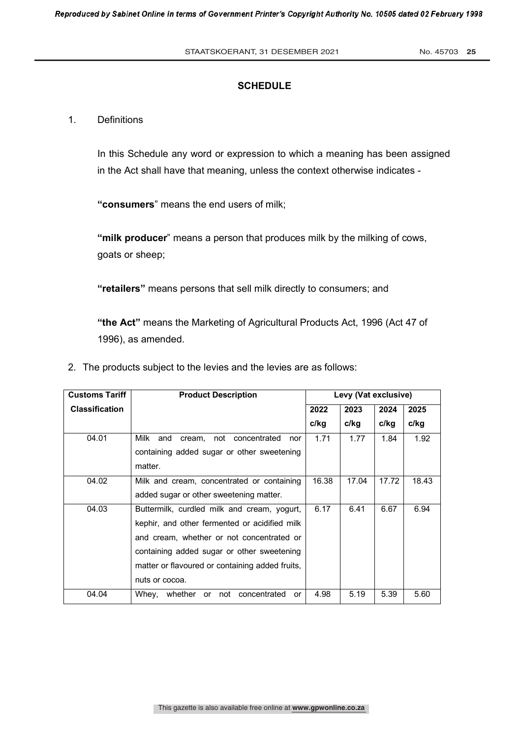# SCHEDULE

1. Definitions

   In this Schedule any word or expression to which a meaning has been assigned in the Act shall have that meaning, unless the context otherwise indicates -

   **"consumers"** means the end users of milk;

   **"milk producer"** means a person that produces milk by the milking of cows, goats or sheep;

   **"retailers"** means persons that sell milk directly to consumers; and

   **"the Act"** means the Marketing of Agricultural Products Act, 1996 (Act 47 of 1996), as amended.

2. The products subject to the levies and the levies are as follows:

| Customs Tariff Classification | Product Description | Levy (Vat exclusive) | | | |
|---|---|---|---|---|---|
| | | 2022 c/kg | 2023 c/kg | 2024 c/kg | 2025 c/kg |
| 04.01 | Milk and cream, not concentrated nor containing added sugar or other sweetening matter. | 1.71 | 1.77 | 1.84 | 1.92 |
| 04.02 | Milk and cream, concentrated or containing added sugar or other sweetening matter. | 16.38 | 17.04 | 17.72 | 18.43 |
| 04.03 | Buttermilk, curdled milk and cream, yogurt, kephir, and other fermented or acidified milk and cream, whether or not concentrated or containing added sugar or other sweetening matter or flavoured or containing added fruits, nuts or cocoa. | 6.17 | 6.41 | 6.67 | 6.94 |
| 04.04 | Whey, whether or not concentrated or | 4.98 | 5.19 | 5.39 | 5.60 |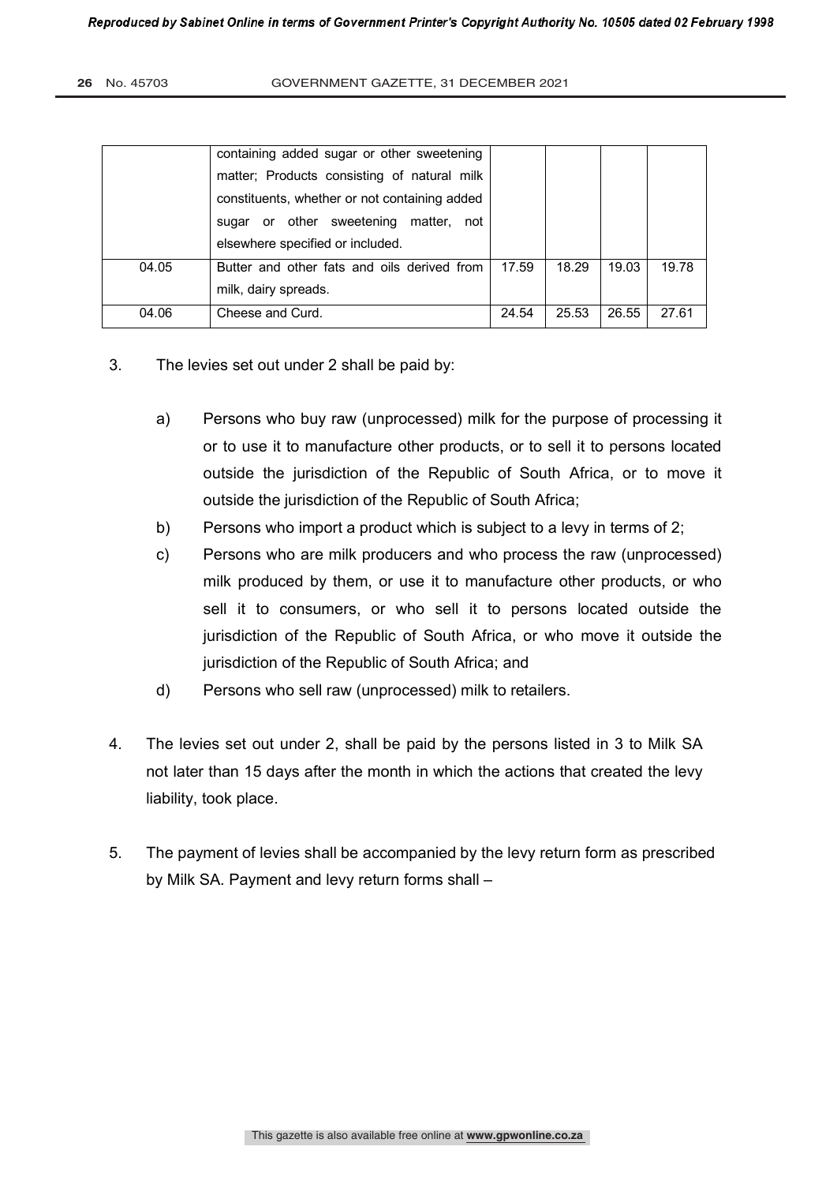|  |  |  |  |  |  |
|---|---|---|---|---|---|
|  | containing added sugar or other sweetening matter; Products consisting of natural milk constituents, whether or not containing added sugar or other sweetening matter, not elsewhere specified or included. |  |  |  |  |
| 04.05 | Butter and other fats and oils derived from milk, dairy spreads. | 17.59 | 18.29 | 19.03 | 19.78 |
| 04.06 | Cheese and Curd. | 24.54 | 25.53 | 26.55 | 27.61 |

3. The levies set out under 2 shall be paid by:

   a) Persons who buy raw (unprocessed) milk for the purpose of processing it or to use it to manufacture other products, or to sell it to persons located outside the jurisdiction of the Republic of South Africa, or to move it outside the jurisdiction of the Republic of South Africa;

   b) Persons who import a product which is subject to a levy in terms of 2;

   c) Persons who are milk producers and who process the raw (unprocessed) milk produced by them, or use it to manufacture other products, or who sell it to consumers, or who sell it to persons located outside the jurisdiction of the Republic of South Africa, or who move it outside the jurisdiction of the Republic of South Africa; and

   d) Persons who sell raw (unprocessed) milk to retailers.

4. The levies set out under 2, shall be paid by the persons listed in 3 to Milk SA not later than 15 days after the month in which the actions that created the levy liability, took place.

5. The payment of levies shall be accompanied by the levy return form as prescribed by Milk SA. Payment and levy return forms shall –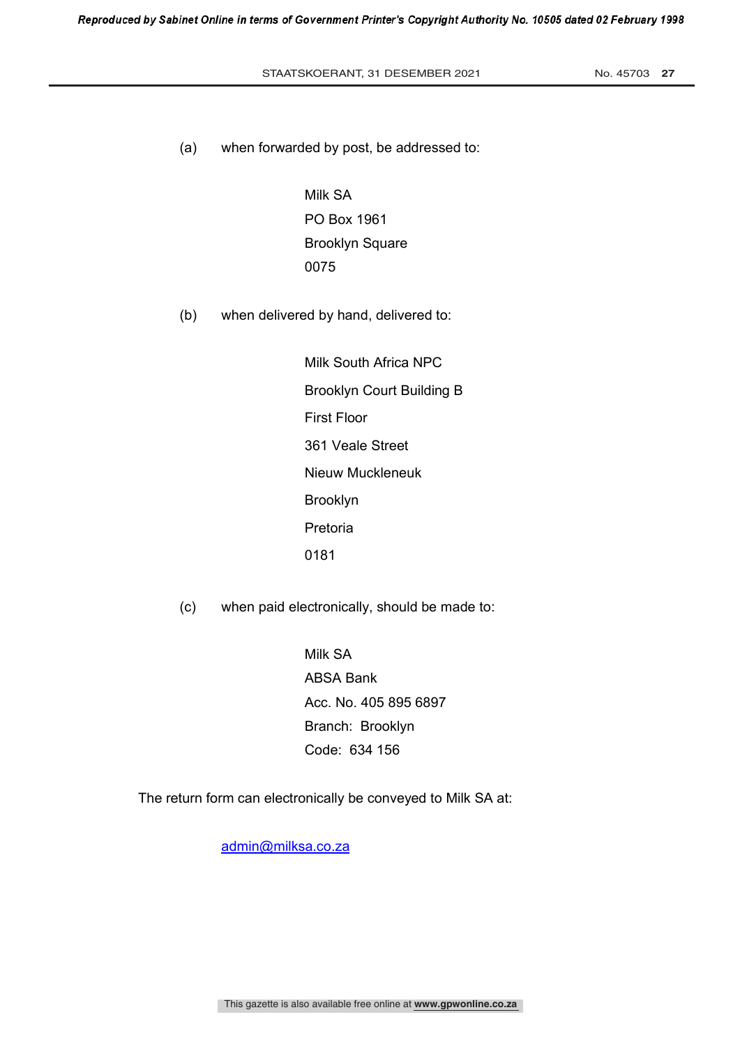(a) when forwarded by post, be addressed to:

Milk SA
PO Box 1961
Brooklyn Square
0075

(b) when delivered by hand, delivered to:

Milk South Africa NPC
Brooklyn Court Building B
First Floor
361 Veale Street
Nieuw Muckleneuk
Brooklyn
Pretoria
0181

(c) when paid electronically, should be made to:

Milk SA
ABSA Bank
Acc. No. 405 895 6897
Branch: Brooklyn
Code: 634 156

The return form can electronically be conveyed to Milk SA at:

admin@milksa.co.za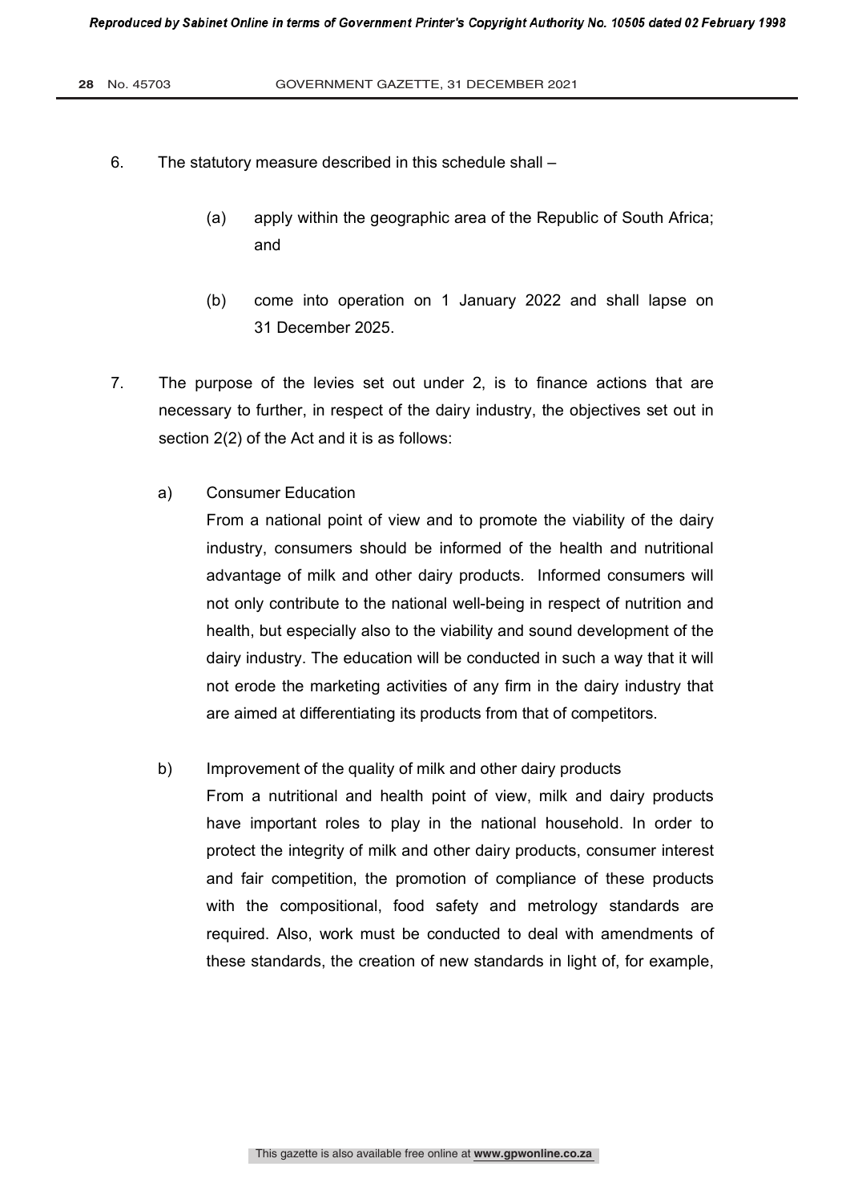6. The statutory measure described in this schedule shall –

   (a) apply within the geographic area of the Republic of South Africa; and

   (b) come into operation on 1 January 2022 and shall lapse on 31 December 2025.

7. The purpose of the levies set out under 2, is to finance actions that are necessary to further, in respect of the dairy industry, the objectives set out in section 2(2) of the Act and it is as follows:

   a) Consumer Education

      From a national point of view and to promote the viability of the dairy industry, consumers should be informed of the health and nutritional advantage of milk and other dairy products. Informed consumers will not only contribute to the national well-being in respect of nutrition and health, but especially also to the viability and sound development of the dairy industry. The education will be conducted in such a way that it will not erode the marketing activities of any firm in the dairy industry that are aimed at differentiating its products from that of competitors.

   b) Improvement of the quality of milk and other dairy products

      From a nutritional and health point of view, milk and dairy products have important roles to play in the national household. In order to protect the integrity of milk and other dairy products, consumer interest and fair competition, the promotion of compliance of these products with the compositional, food safety and metrology standards are required. Also, work must be conducted to deal with amendments of these standards, the creation of new standards in light of, for example,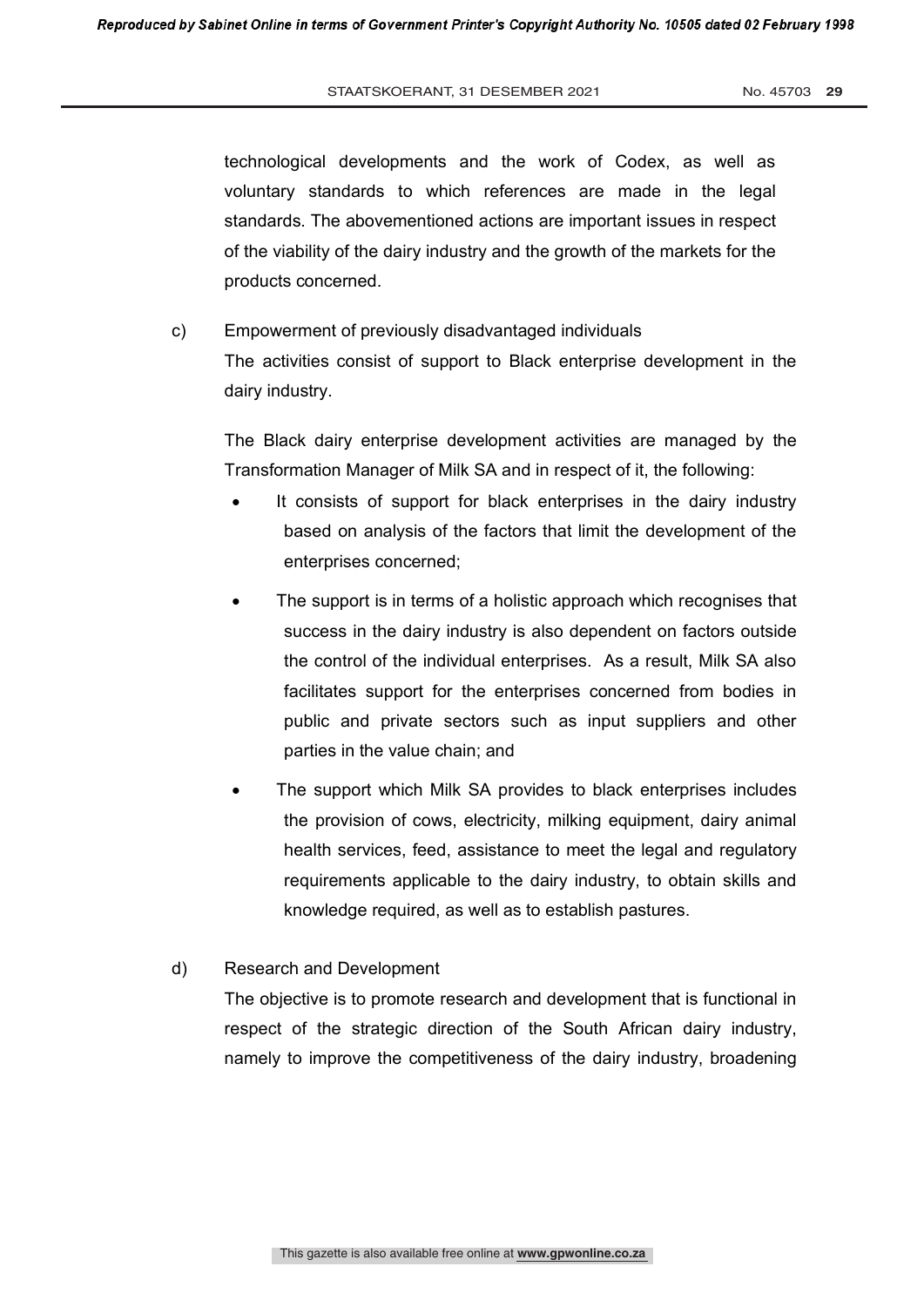technological developments and the work of Codex, as well as voluntary standards to which references are made in the legal standards. The abovementioned actions are important issues in respect of the viability of the dairy industry and the growth of the markets for the products concerned.

c) Empowerment of previously disadvantaged individuals

The activities consist of support to Black enterprise development in the dairy industry.

The Black dairy enterprise development activities are managed by the Transformation Manager of Milk SA and in respect of it, the following:

- It consists of support for black enterprises in the dairy industry based on analysis of the factors that limit the development of the enterprises concerned;
- The support is in terms of a holistic approach which recognises that success in the dairy industry is also dependent on factors outside the control of the individual enterprises. As a result, Milk SA also facilitates support for the enterprises concerned from bodies in public and private sectors such as input suppliers and other parties in the value chain; and
- The support which Milk SA provides to black enterprises includes the provision of cows, electricity, milking equipment, dairy animal health services, feed, assistance to meet the legal and regulatory requirements applicable to the dairy industry, to obtain skills and knowledge required, as well as to establish pastures.

d) Research and Development

The objective is to promote research and development that is functional in respect of the strategic direction of the South African dairy industry, namely to improve the competitiveness of the dairy industry, broadening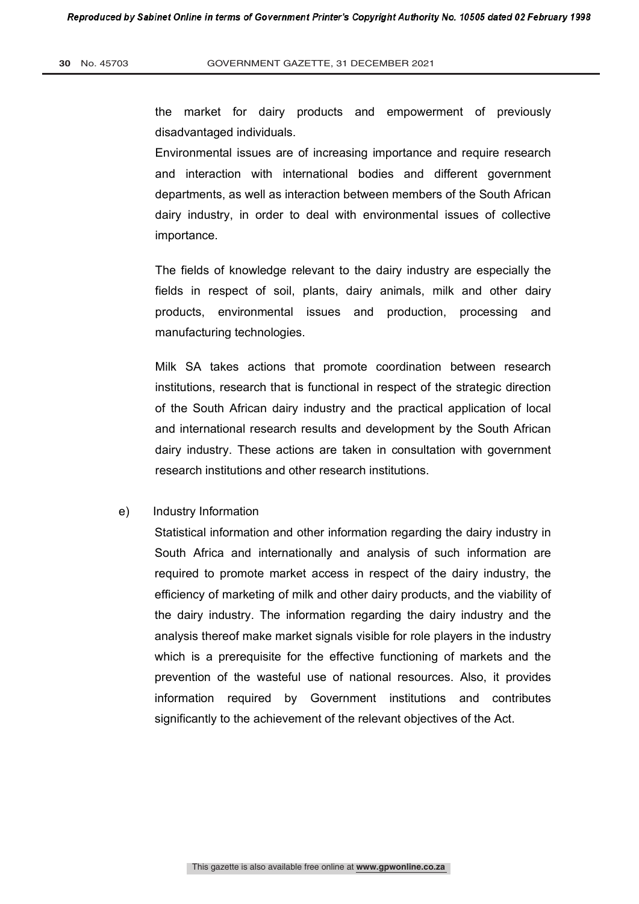the market for dairy products and empowerment of previously disadvantaged individuals.

Environmental issues are of increasing importance and require research and interaction with international bodies and different government departments, as well as interaction between members of the South African dairy industry, in order to deal with environmental issues of collective importance.

The fields of knowledge relevant to the dairy industry are especially the fields in respect of soil, plants, dairy animals, milk and other dairy products, environmental issues and production, processing and manufacturing technologies.

Milk SA takes actions that promote coordination between research institutions, research that is functional in respect of the strategic direction of the South African dairy industry and the practical application of local and international research results and development by the South African dairy industry. These actions are taken in consultation with government research institutions and other research institutions.

e) Industry Information

Statistical information and other information regarding the dairy industry in South Africa and internationally and analysis of such information are required to promote market access in respect of the dairy industry, the efficiency of marketing of milk and other dairy products, and the viability of the dairy industry. The information regarding the dairy industry and the analysis thereof make market signals visible for role players in the industry which is a prerequisite for the effective functioning of markets and the prevention of the wasteful use of national resources. Also, it provides information required by Government institutions and contributes significantly to the achievement of the relevant objectives of the Act.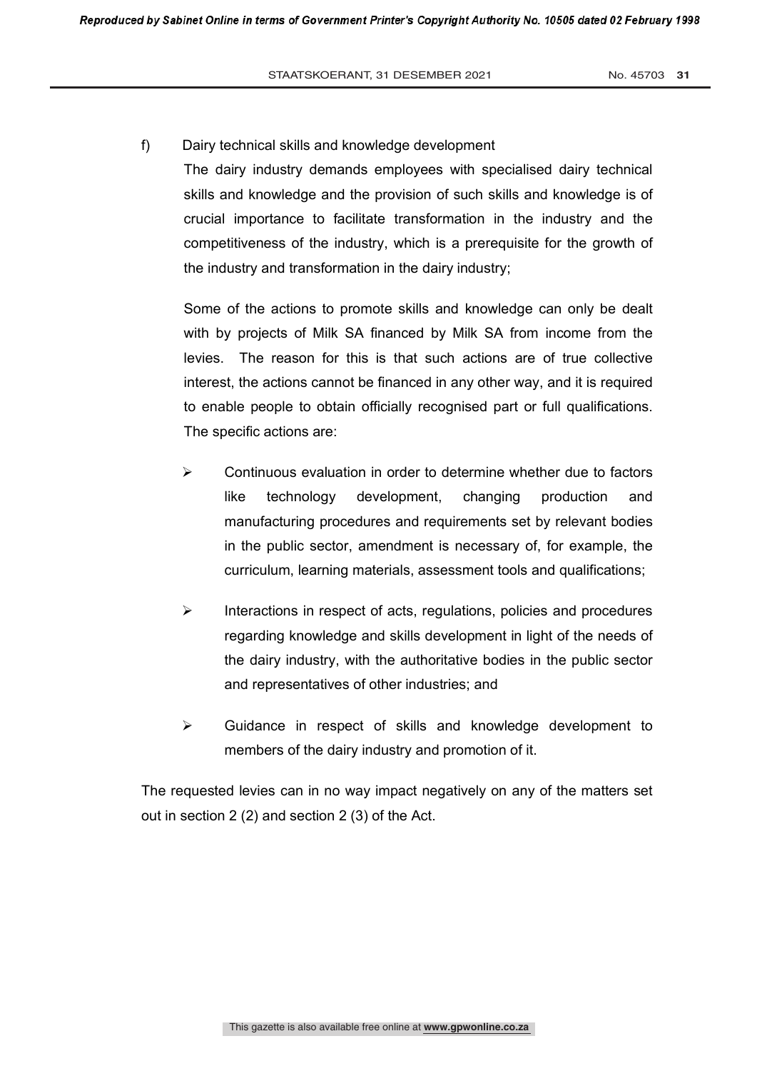f) Dairy technical skills and knowledge development

The dairy industry demands employees with specialised dairy technical skills and knowledge and the provision of such skills and knowledge is of crucial importance to facilitate transformation in the industry and the competitiveness of the industry, which is a prerequisite for the growth of the industry and transformation in the dairy industry;

Some of the actions to promote skills and knowledge can only be dealt with by projects of Milk SA financed by Milk SA from income from the levies. The reason for this is that such actions are of true collective interest, the actions cannot be financed in any other way, and it is required to enable people to obtain officially recognised part or full qualifications. The specific actions are:

- Continuous evaluation in order to determine whether due to factors like technology development, changing production and manufacturing procedures and requirements set by relevant bodies in the public sector, amendment is necessary of, for example, the curriculum, learning materials, assessment tools and qualifications;
- Interactions in respect of acts, regulations, policies and procedures regarding knowledge and skills development in light of the needs of the dairy industry, with the authoritative bodies in the public sector and representatives of other industries; and
- Guidance in respect of skills and knowledge development to members of the dairy industry and promotion of it.

The requested levies can in no way impact negatively on any of the matters set out in section 2 (2) and section 2 (3) of the Act.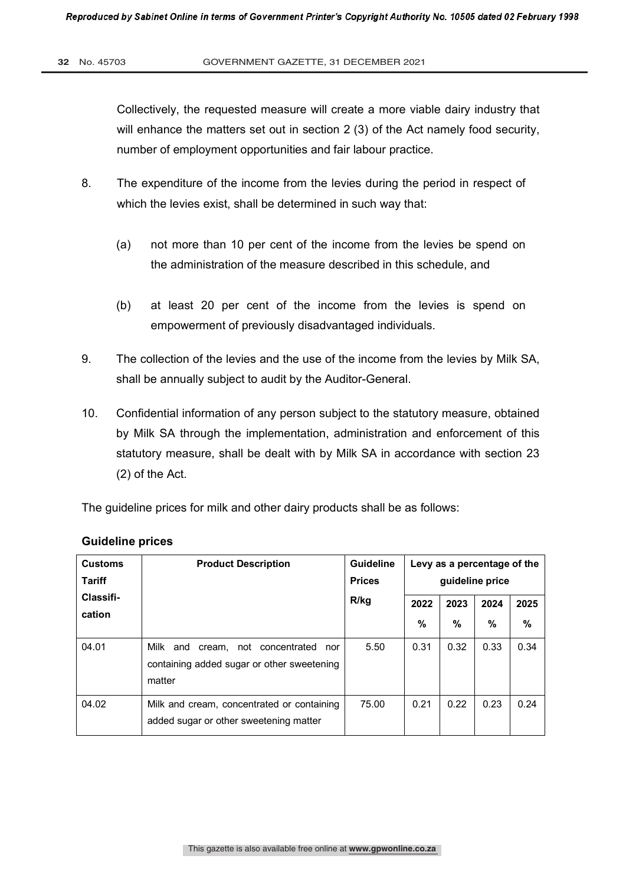Collectively, the requested measure will create a more viable dairy industry that will enhance the matters set out in section 2 (3) of the Act namely food security, number of employment opportunities and fair labour practice.

8. The expenditure of the income from the levies during the period in respect of which the levies exist, shall be determined in such way that:

   (a) not more than 10 per cent of the income from the levies be spend on the administration of the measure described in this schedule, and

   (b) at least 20 per cent of the income from the levies is spend on empowerment of previously disadvantaged individuals.

9. The collection of the levies and the use of the income from the levies by Milk SA, shall be annually subject to audit by the Auditor-General.

10. Confidential information of any person subject to the statutory measure, obtained by Milk SA through the implementation, administration and enforcement of this statutory measure, shall be dealt with by Milk SA in accordance with section 23 (2) of the Act.

The guideline prices for milk and other dairy products shall be as follows:

**Guideline prices**

| Customs Tariff Classification | Product Description | Guideline Prices R/kg | Levy as a percentage of the guideline price | | | |
|---|---|---|---|---|---|---|
| | | | 2022 % | 2023 % | 2024 % | 2025 % |
| 04.01 | Milk and cream, not concentrated nor containing added sugar or other sweetening matter | 5.50 | 0.31 | 0.32 | 0.33 | 0.34 |
| 04.02 | Milk and cream, concentrated or containing added sugar or other sweetening matter | 75.00 | 0.21 | 0.22 | 0.23 | 0.24 |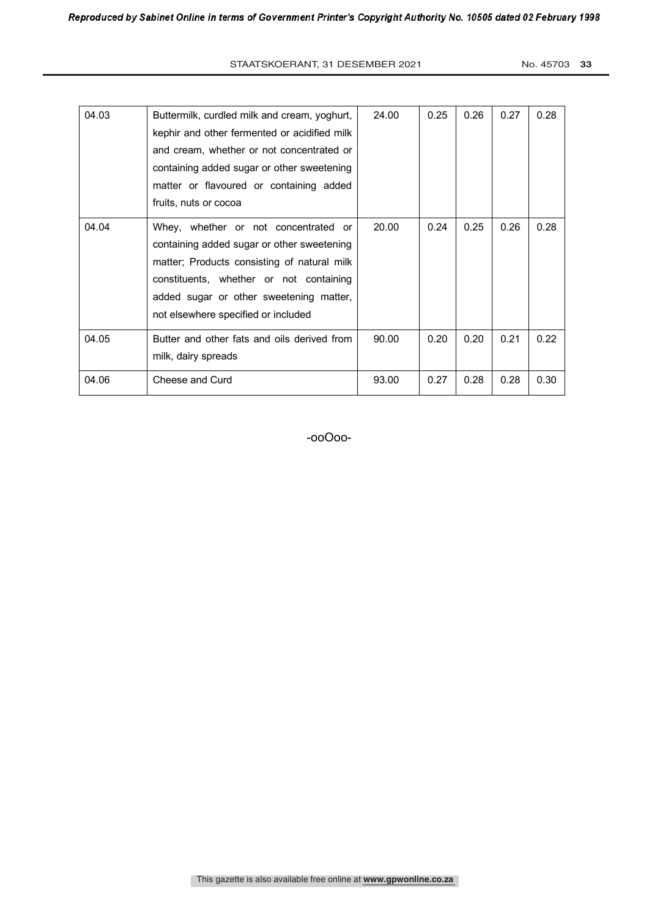| | | | | | | |
|---|---|---|---|---|---|---|
| 04.03 | Buttermilk, curdled milk and cream, yoghurt, kephir and other fermented or acidified milk and cream, whether or not concentrated or containing added sugar or other sweetening matter or flavoured or containing added fruits, nuts or cocoa | 24.00 | 0.25 | 0.26 | 0.27 | 0.28 |
| 04.04 | Whey, whether or not concentrated or containing added sugar or other sweetening matter; Products consisting of natural milk constituents, whether or not containing added sugar or other sweetening matter, not elsewhere specified or included | 20.00 | 0.24 | 0.25 | 0.26 | 0.28 |
| 04.05 | Butter and other fats and oils derived from milk, dairy spreads | 90.00 | 0.20 | 0.20 | 0.21 | 0.22 |
| 04.06 | Cheese and Curd | 93.00 | 0.27 | 0.28 | 0.28 | 0.30 |

-ooOoo-